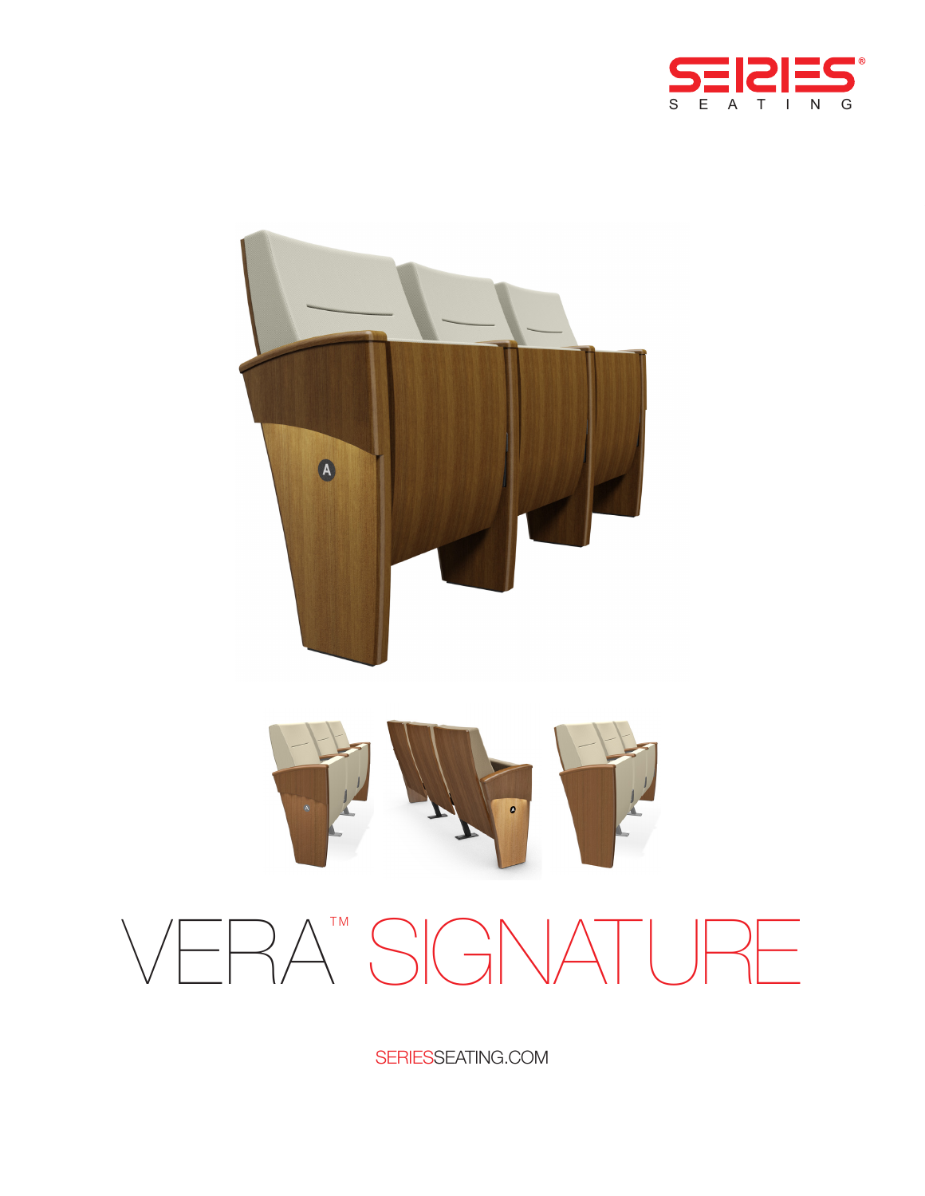SERIES®

S E A T I N G

# VERA™ SIGNATURE

SERIESSEATING.COM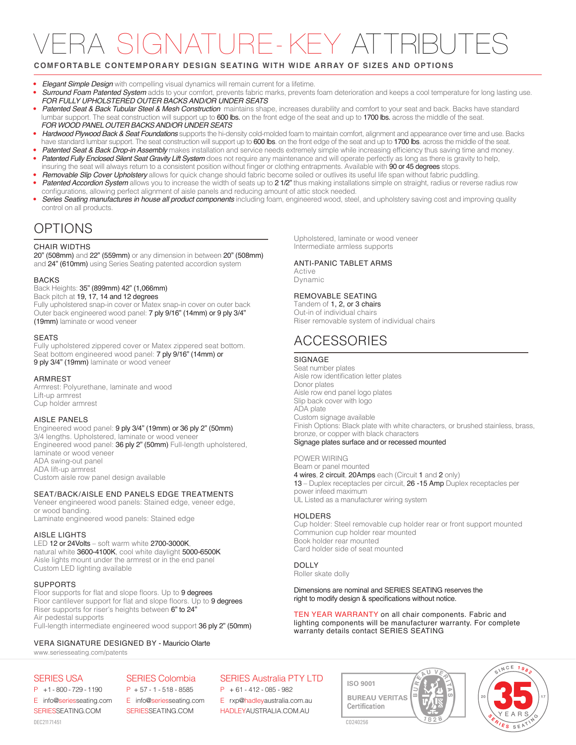# VERA SIGNATURE- KEY ATTRIBUTES

**COMFORTABLE CONTEMPORARY DESIGN SEATING WITH WIDE ARRAY OF SIZES AND OPTIONS**

- *Elegant Simple Design* with compelling visual dynamics will remain current for a lifetime.
- *Surround Foam Patented System* adds to your comfort, prevents fabric marks, prevents foam deterioration and keeps a cool temperature for long lasting use.
  *FOR FULLY UPHOLSTERED OUTER BACKS AND/OR UNDER SEATS*
- *Patented Seat & Back Tubular Steel & Mesh Construction* maintains shape, increases durability and comfort to your seat and back. Backs have standard lumbar support. The seat construction will support up to 600 lbs. on the front edge of the seat and up to 1700 lbs. across the middle of the seat.
  *FOR WOOD PANEL OUTER BACKS AND/OR UNDER SEATS*
- *Hardwood Plywood Back & Seat Foundations* supports the hi-density cold-molded foam to maintain comfort, alignment and appearance over time and use. Backs have standard lumbar support. The seat construction will support up to 600 lbs. on the front edge of the seat and up to 1700 lbs. across the middle of the seat.
- *Patented Seat & Back Drop-in Assembly* makes installation and service needs extremely simple while increasing efficiency thus saving time and money.
- *Patented Fully Enclosed Silent Seat Gravity Lift System* does not require any maintenance and will operate perfectly as long as there is gravity to help, insuring the seat will always return to a consistent position without finger or clothing entrapments. Available with 90 or 45 degrees stops.
- *Removable Slip Cover Upholstery* allows for quick change should fabric become soiled or outlives its useful life span without fabric puddling.
- *Patented Accordion System* allows you to increase the width of seats up to 2 1/2" thus making installations simple on straight, radius or reverse radius row configurations, allowing perfect alignment of aisle panels and reducing amount of attic stock needed.
- *Series Seating manufactures in house all product components* including foam, engineered wood, steel, and upholstery saving cost and improving quality control on all products.

## OPTIONS

### CHAIR WIDTHS
20" (508mm) and 22" (559mm) or any dimension in between 20" (508mm) and 24" (610mm) using Series Seating patented accordion system

### BACKS
Back Heights: 35" (899mm) 42" (1,066mm)
Back pitch at 19, 17, 14 and 12 degrees
Fully upholstered snap-in cover or Matex snap-in cover on outer back
Outer back engineered wood panel: 7 ply 9/16" (14mm) or 9 ply 3/4" (19mm) laminate or wood veneer

### SEATS
Fully upholstered zippered cover or Matex zippered seat bottom.
Seat bottom engineered wood panel: 7 ply 9/16" (14mm) or 9 ply 3/4" (19mm) laminate or wood veneer

### ARMREST
Armrest: Polyurethane, laminate and wood
Lift-up armrest
Cup holder armrest

### AISLE PANELS
Engineered wood panel: 9 ply 3/4" (19mm) or 36 ply 2" (50mm)
3/4 lengths. Upholstered, laminate or wood veneer
Engineered wood panel: 36 ply 2" (50mm) Full-length upholstered, laminate or wood veneer
ADA swing-out panel
ADA lift-up armrest
Custom aisle row panel design available

### SEAT/BACK/AISLE END PANELS EDGE TREATMENTS
Veneer engineered wood panels: Stained edge, veneer edge, or wood banding.
Laminate engineered wood panels: Stained edge

### AISLE LIGHTS
LED 12 or 24Volts – soft warm white 2700-3000K, natural white 3600-4100K, cool white daylight 5000-6500K
Aisle lights mount under the armrest or in the end panel
Custom LED lighting available

### SUPPORTS
Floor supports for flat and slope floors. Up to 9 degrees
Floor cantilever support for flat and slope floors. Up to 9 degrees
Riser supports for riser's heights between 6" to 24"
Air pedestal supports
Full-length intermediate engineered wood support 36 ply 2" (50mm)
Upholstered, laminate or wood veneer
Intermediate armless supports

### ANTI-PANIC TABLET ARMS
Active
Dynamic

### REMOVABLE SEATING
Tandem of 1, 2, or 3 chairs
Out-in of individual chairs
Riser removable system of individual chairs

### VERA SIGNATURE DESIGNED BY - Mauricio Olarte
www.seriesseating.com/patents

## ACCESSORIES

### SIGNAGE
Seat number plates
Aisle row identification letter plates
Donor plates
Aisle row end panel logo plates
Slip back cover with logo
ADA plate
Custom signage available
Finish Options: Black plate with white characters, or brushed stainless, brass, bronze, or copper with black characters
Signage plates surface and or recessed mounted

### POWER WIRING
Beam or panel mounted
4 wires, 2 circuit, 20Amps each (Circuit 1 and 2 only)
13 – Duplex receptacles per circuit, 26 -15 Amp Duplex receptacles per power infeed maximum
UL Listed as a manufacturer wiring system

### HOLDERS
Cup holder: Steel removable cup holder rear or front support mounted
Communion cup holder rear mounted
Book holder rear mounted
Card holder side of seat mounted

### DOLLY
Roller skate dolly

Dimensions are nominal and SERIES SEATING reserves the right to modify design & specifications without notice.

TEN YEAR WARRANTY on all chair components. Fabric and lighting components will be manufacturer warranty. For complete warranty details contact SERIES SEATING

**SERIES USA**
P +1 - 800 - 729 - 1190
E info@seriesseating.com
SERIESSEATING.COM

**SERIES Colombia**
P + 57 - 1 - 518 - 8585
E info@seriesseating.com
SERIESSEATING.COM

**SERIES Australia PTY LTD**
P + 61 - 412 - 085 - 982
E rxp@hadleyaustralia.com.au
HADLEYAUSTRALIA.COM.AU

ISO 9001
BUREAU VERITAS Certification
C0240256

SINCE 1982 – 35 YEARS – SERIES SEATING – 20 17

DEC21171451